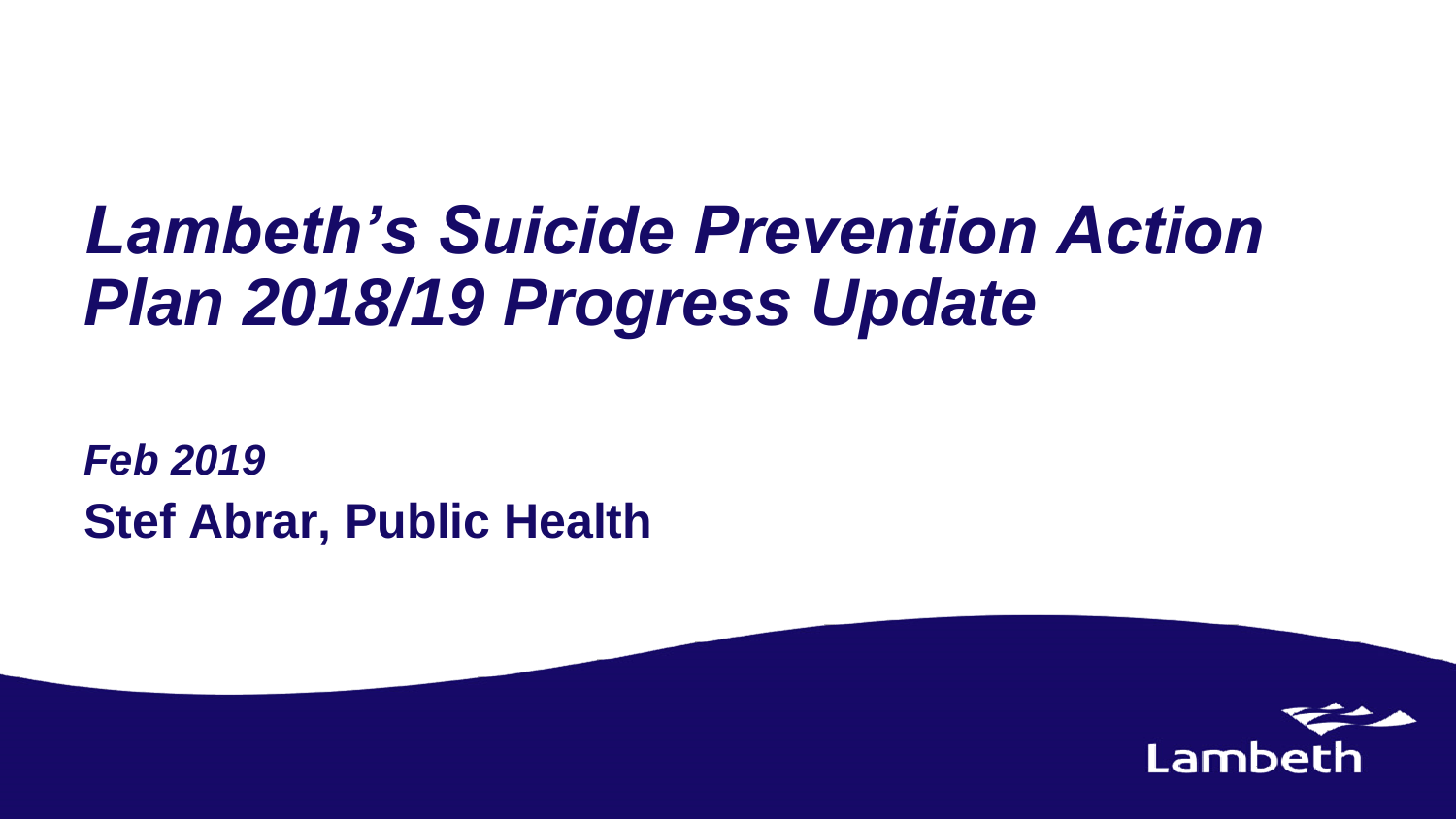# *Lambeth's Suicide Prevention Action Plan 2018/19 Progress Update*

***Feb 2019***

**Stef Abrar, Public Health**

Lambeth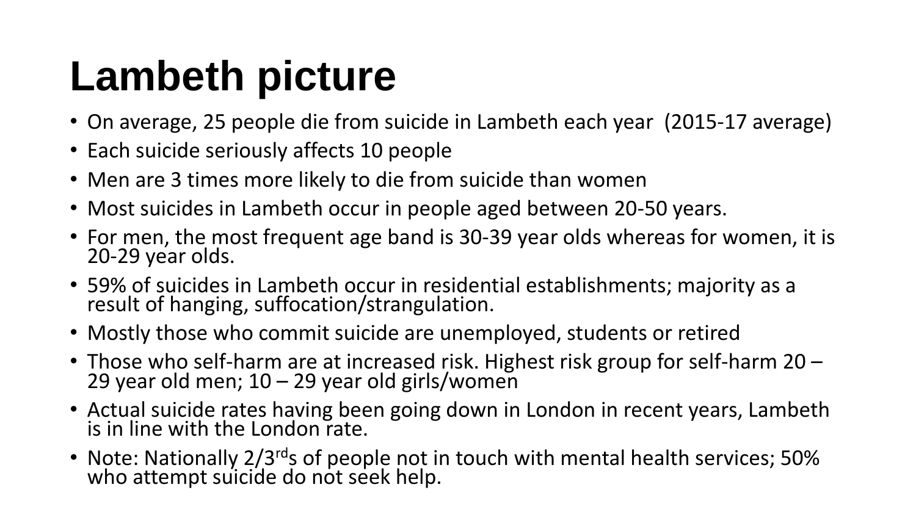# Lambeth picture

- On average, 25 people die from suicide in Lambeth each year (2015-17 average)
- Each suicide seriously affects 10 people
- Men are 3 times more likely to die from suicide than women
- Most suicides in Lambeth occur in people aged between 20-50 years.
- For men, the most frequent age band is 30-39 year olds whereas for women, it is 20-29 year olds.
- 59% of suicides in Lambeth occur in residential establishments; majority as a result of hanging, suffocation/strangulation.
- Mostly those who commit suicide are unemployed, students or retired
- Those who self-harm are at increased risk. Highest risk group for self-harm 20 – 29 year old men; 10 – 29 year old girls/women
- Actual suicide rates having been going down in London in recent years, Lambeth is in line with the London rate.
- Note: Nationally 2/3rds of people not in touch with mental health services; 50% who attempt suicide do not seek help.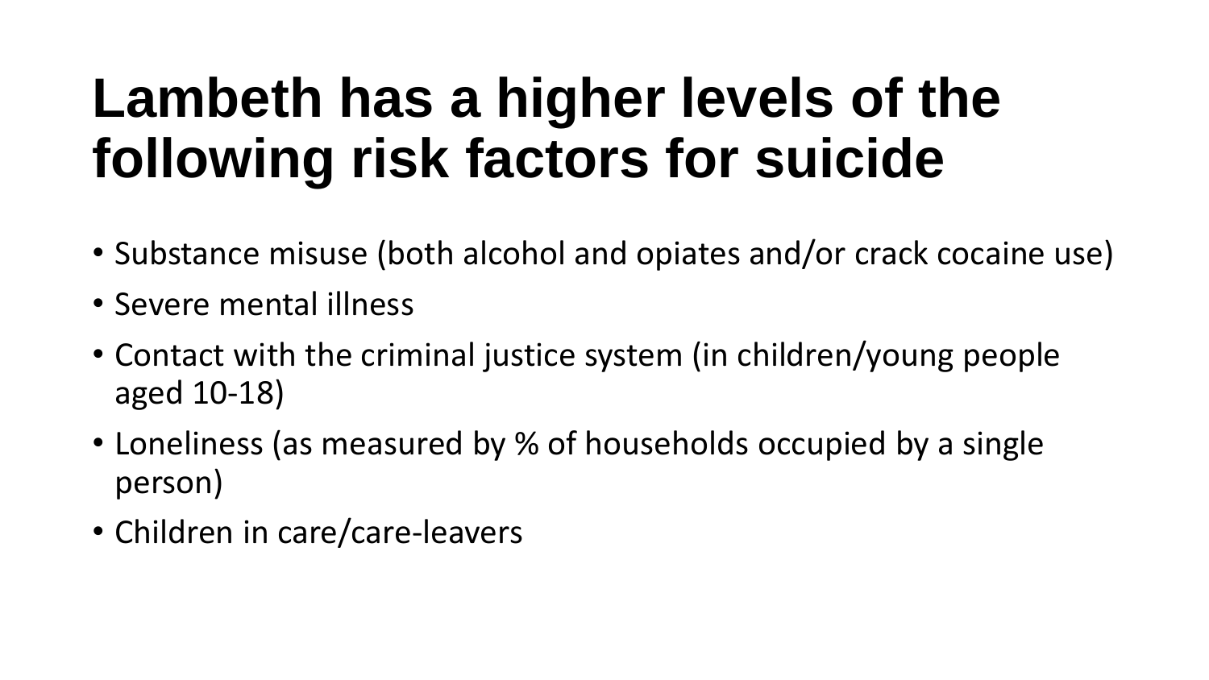# Lambeth has a higher levels of the following risk factors for suicide

- Substance misuse (both alcohol and opiates and/or crack cocaine use)
- Severe mental illness
- Contact with the criminal justice system (in children/young people aged 10-18)
- Loneliness (as measured by % of households occupied by a single person)
- Children in care/care-leavers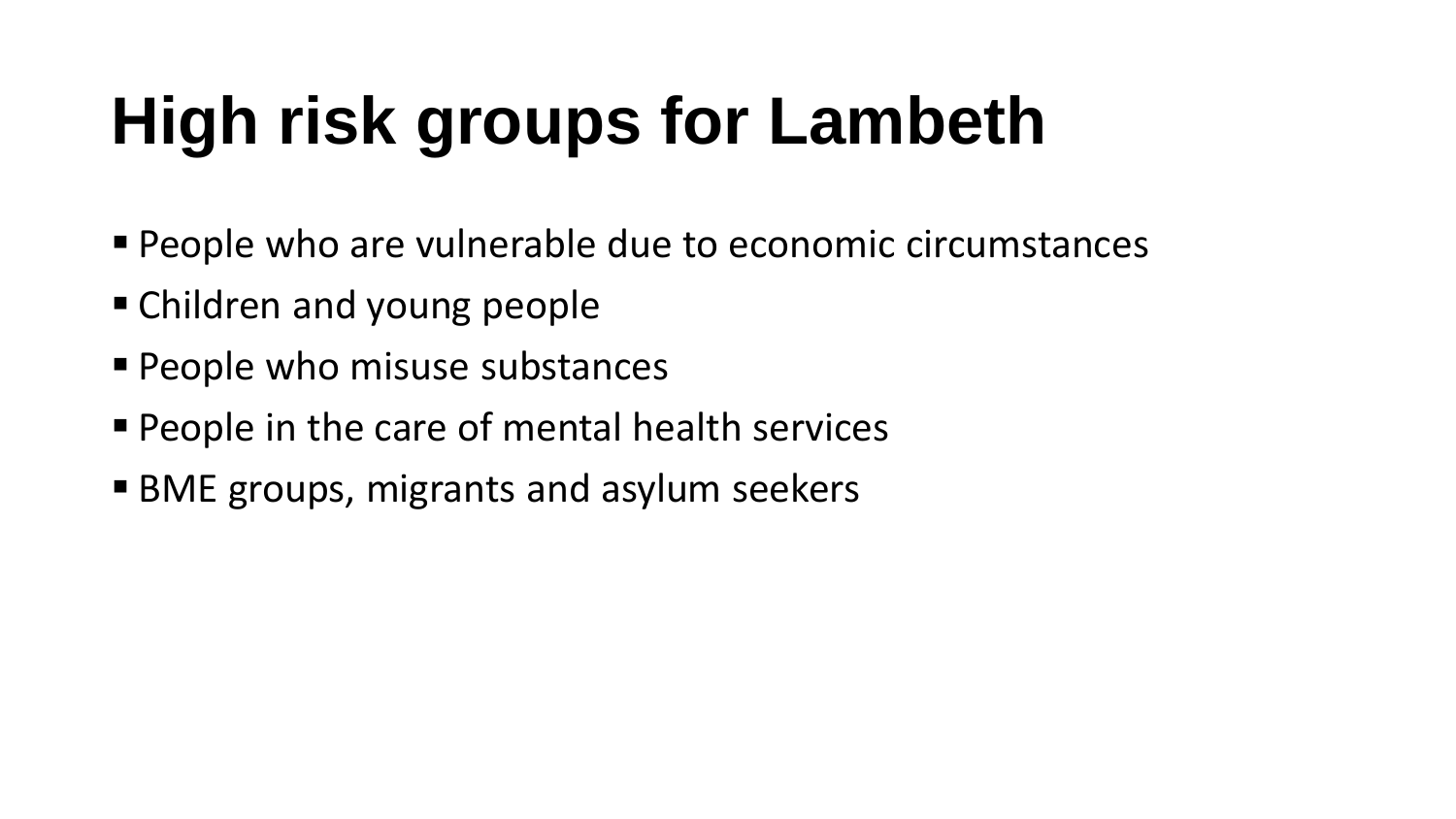# High risk groups for Lambeth

- People who are vulnerable due to economic circumstances
- Children and young people
- People who misuse substances
- People in the care of mental health services
- BME groups, migrants and asylum seekers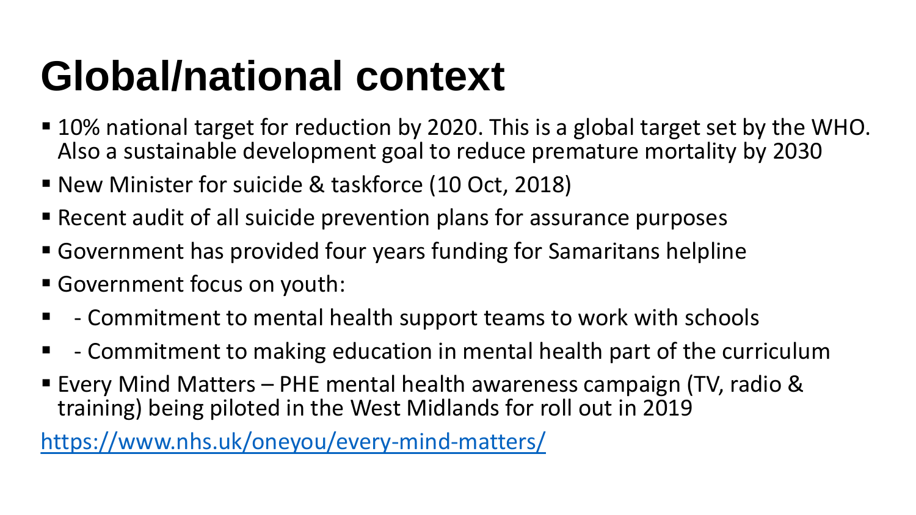# Global/national context

- 10% national target for reduction by 2020. This is a global target set by the WHO. Also a sustainable development goal to reduce premature mortality by 2030
- New Minister for suicide & taskforce (10 Oct, 2018)
- Recent audit of all suicide prevention plans for assurance purposes
- Government has provided four years funding for Samaritans helpline
- Government focus on youth:
-  - Commitment to mental health support teams to work with schools
-  - Commitment to making education in mental health part of the curriculum
- Every Mind Matters – PHE mental health awareness campaign (TV, radio & training) being piloted in the West Midlands for roll out in 2019

https://www.nhs.uk/oneyou/every-mind-matters/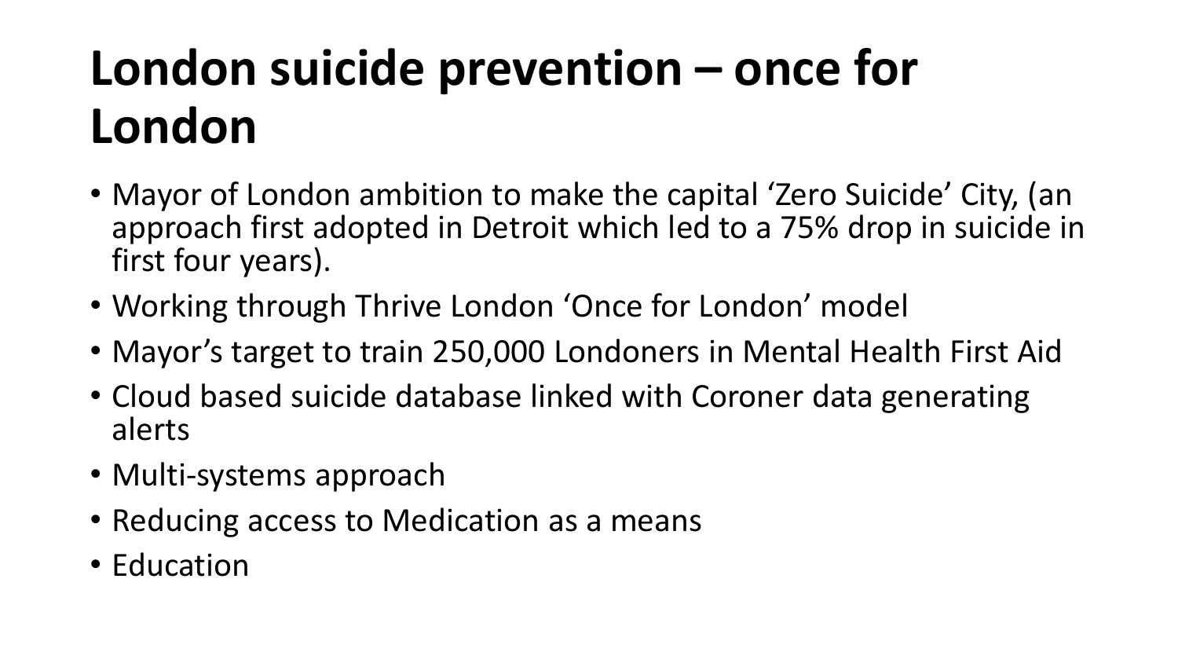# London suicide prevention – once for London

- Mayor of London ambition to make the capital 'Zero Suicide' City, (an approach first adopted in Detroit which led to a 75% drop in suicide in first four years).
- Working through Thrive London 'Once for London' model
- Mayor's target to train 250,000 Londoners in Mental Health First Aid
- Cloud based suicide database linked with Coroner data generating alerts
- Multi-systems approach
- Reducing access to Medication as a means
- Education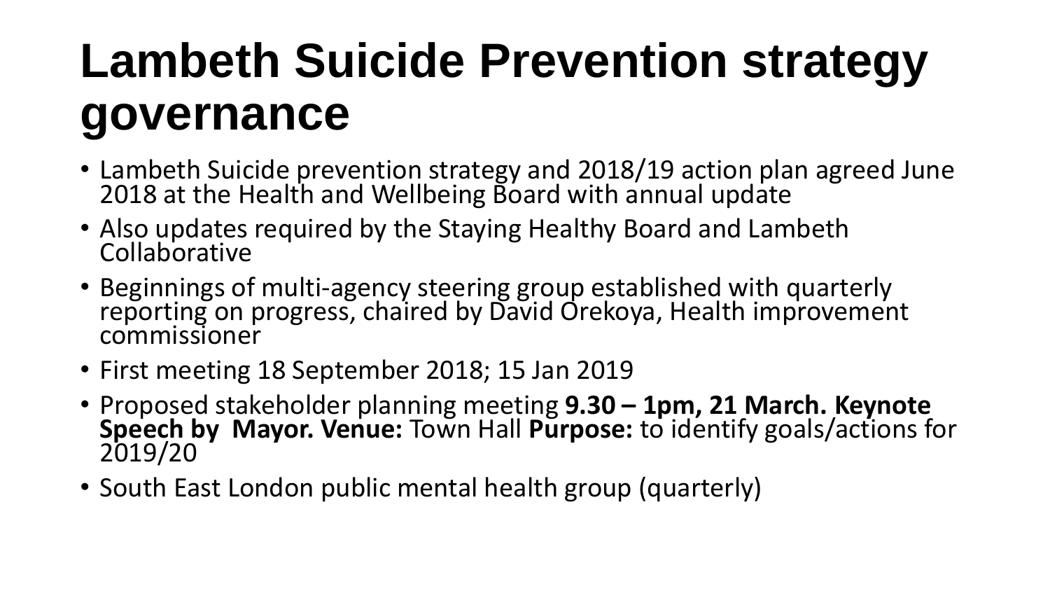# Lambeth Suicide Prevention strategy governance

- Lambeth Suicide prevention strategy and 2018/19 action plan agreed June 2018 at the Health and Wellbeing Board with annual update
- Also updates required by the Staying Healthy Board and Lambeth Collaborative
- Beginnings of multi-agency steering group established with quarterly reporting on progress, chaired by David Orekoya, Health improvement commissioner
- First meeting 18 September 2018; 15 Jan 2019
- Proposed stakeholder planning meeting **9.30 – 1pm, 21 March. Keynote Speech by Mayor. Venue:** Town Hall **Purpose:** to identify goals/actions for 2019/20
- South East London public mental health group (quarterly)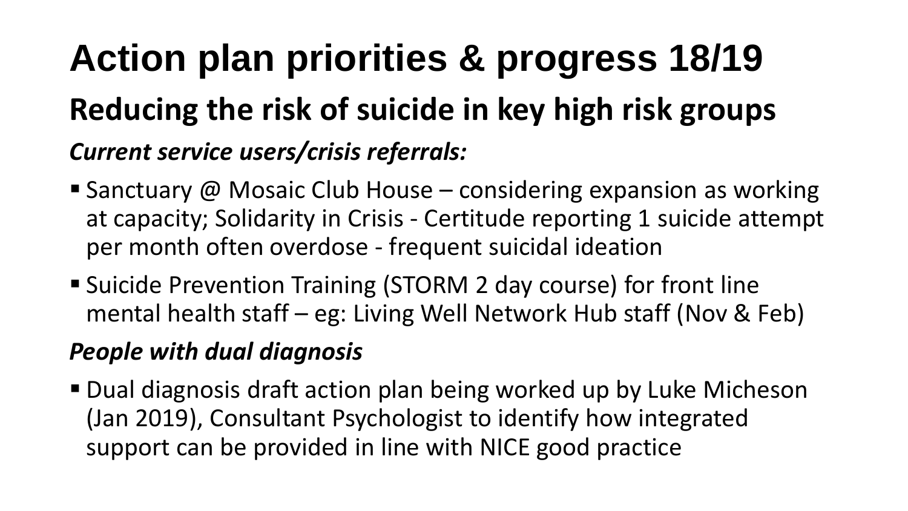# Action plan priorities & progress 18/19

## Reducing the risk of suicide in key high risk groups

### *Current service users/crisis referrals:*

- Sanctuary @ Mosaic Club House – considering expansion as working at capacity; Solidarity in Crisis - Certitude reporting 1 suicide attempt per month often overdose - frequent suicidal ideation
- Suicide Prevention Training (STORM 2 day course) for front line mental health staff – eg: Living Well Network Hub staff (Nov & Feb)

### *People with dual diagnosis*

- Dual diagnosis draft action plan being worked up by Luke Micheson (Jan 2019), Consultant Psychologist to identify how integrated support can be provided in line with NICE good practice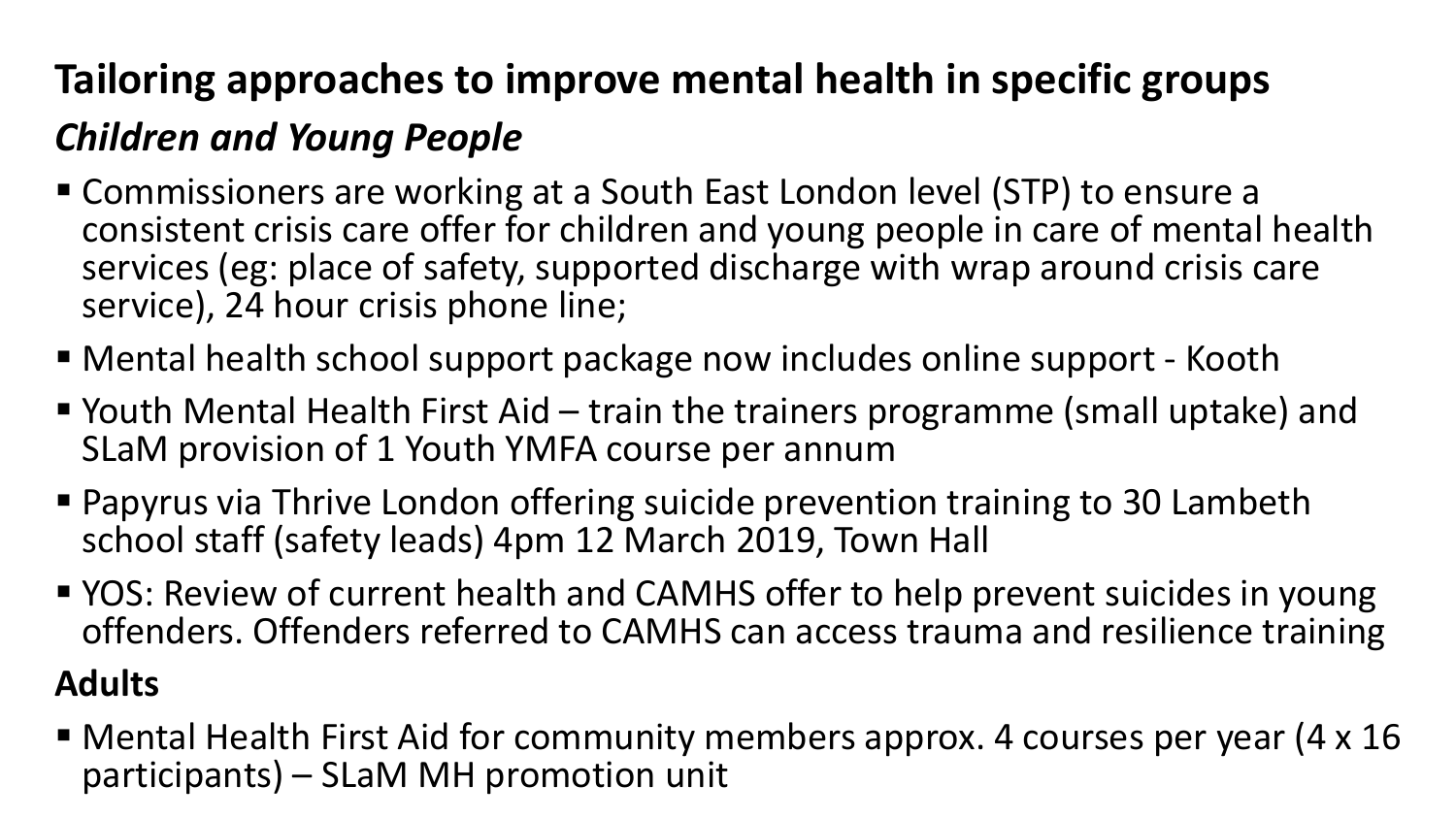## Tailoring approaches to improve mental health in specific groups

### *Children and Young People*

- Commissioners are working at a South East London level (STP) to ensure a consistent crisis care offer for children and young people in care of mental health services (eg: place of safety, supported discharge with wrap around crisis care service), 24 hour crisis phone line;
- Mental health school support package now includes online support - Kooth
- Youth Mental Health First Aid – train the trainers programme (small uptake) and SLaM provision of 1 Youth YMFA course per annum
- Papyrus via Thrive London offering suicide prevention training to 30 Lambeth school staff (safety leads) 4pm 12 March 2019, Town Hall
- YOS: Review of current health and CAMHS offer to help prevent suicides in young offenders. Offenders referred to CAMHS can access trauma and resilience training

### **Adults**

- Mental Health First Aid for community members approx. 4 courses per year (4 x 16 participants) – SLaM MH promotion unit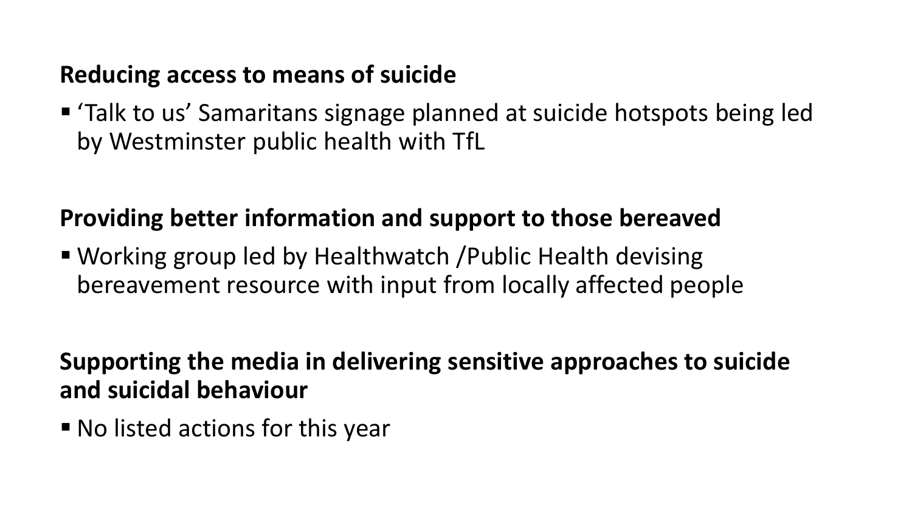**Reducing access to means of suicide**

- 'Talk to us' Samaritans signage planned at suicide hotspots being led by Westminster public health with TfL

**Providing better information and support to those bereaved**

- Working group led by Healthwatch /Public Health devising bereavement resource with input from locally affected people

**Supporting the media in delivering sensitive approaches to suicide and suicidal behaviour**

- No listed actions for this year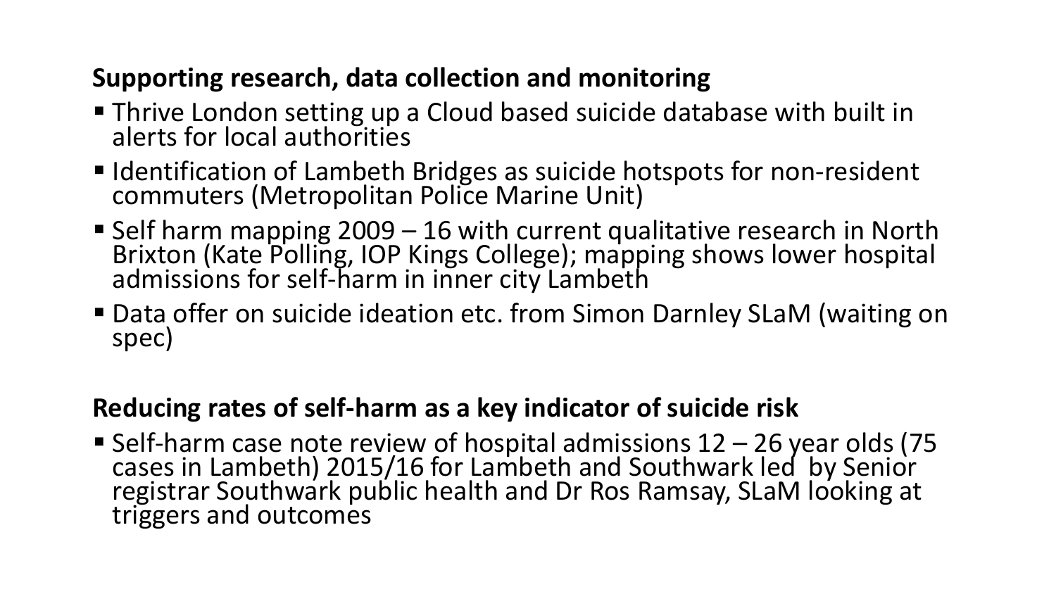**Supporting research, data collection and monitoring**

- Thrive London setting up a Cloud based suicide database with built in alerts for local authorities
- Identification of Lambeth Bridges as suicide hotspots for non-resident commuters (Metropolitan Police Marine Unit)
- Self harm mapping 2009 – 16 with current qualitative research in North Brixton (Kate Polling, IOP Kings College); mapping shows lower hospital admissions for self-harm in inner city Lambeth
- Data offer on suicide ideation etc. from Simon Darnley SLaM (waiting on spec)

**Reducing rates of self-harm as a key indicator of suicide risk**

- Self-harm case note review of hospital admissions 12 – 26 year olds (75 cases in Lambeth) 2015/16 for Lambeth and Southwark led by Senior registrar Southwark public health and Dr Ros Ramsay, SLaM looking at triggers and outcomes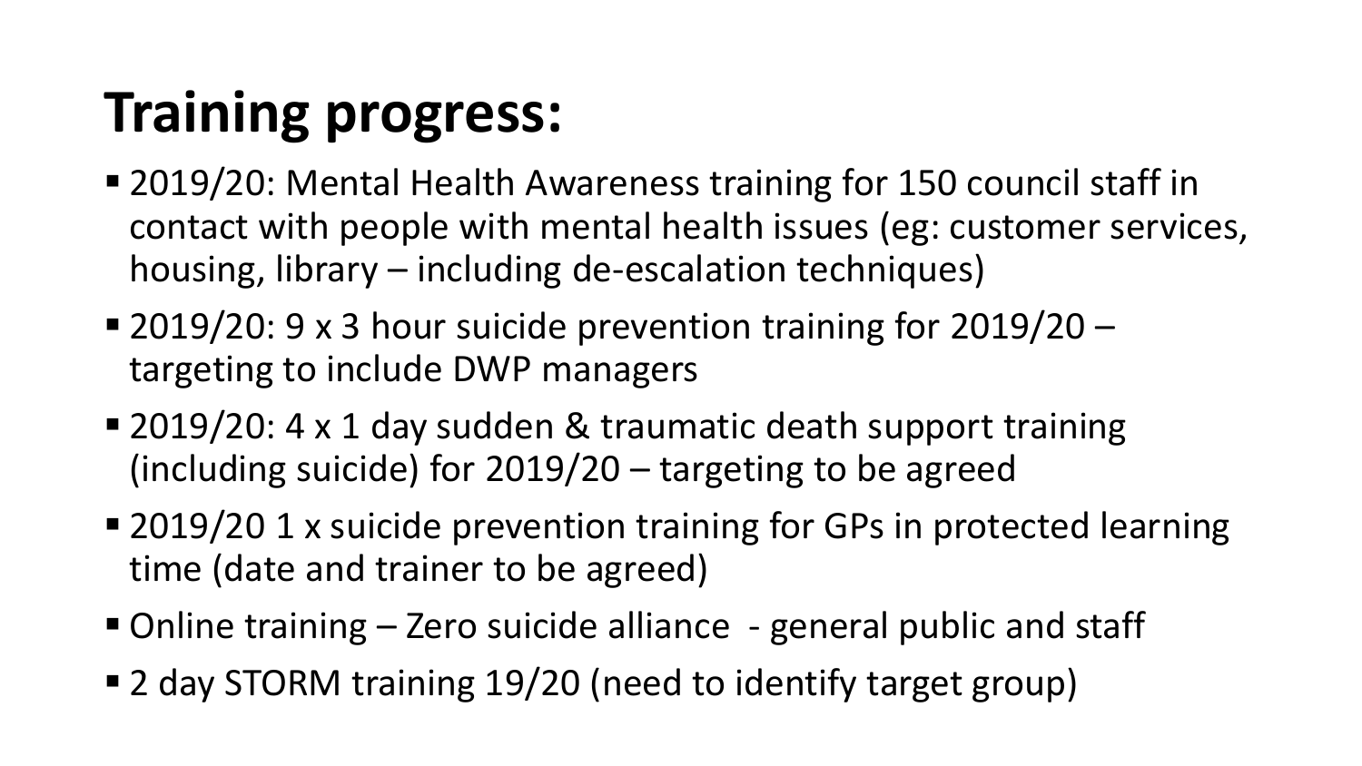# Training progress:

- 2019/20: Mental Health Awareness training for 150 council staff in contact with people with mental health issues (eg: customer services, housing, library – including de-escalation techniques)
- 2019/20: 9 x 3 hour suicide prevention training for 2019/20 – targeting to include DWP managers
- 2019/20: 4 x 1 day sudden & traumatic death support training (including suicide) for 2019/20 – targeting to be agreed
- 2019/20 1 x suicide prevention training for GPs in protected learning time (date and trainer to be agreed)
- Online training – Zero suicide alliance - general public and staff
- 2 day STORM training 19/20 (need to identify target group)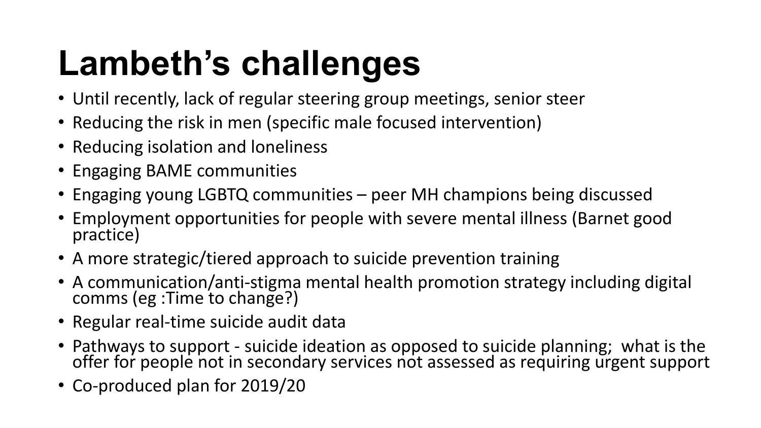# Lambeth’s challenges

- Until recently, lack of regular steering group meetings, senior steer
- Reducing the risk in men (specific male focused intervention)
- Reducing isolation and loneliness
- Engaging BAME communities
- Engaging young LGBTQ communities – peer MH champions being discussed
- Employment opportunities for people with severe mental illness (Barnet good practice)
- A more strategic/tiered approach to suicide prevention training
- A communication/anti-stigma mental health promotion strategy including digital comms (eg :Time to change?)
- Regular real-time suicide audit data
- Pathways to support - suicide ideation as opposed to suicide planning; what is the offer for people not in secondary services not assessed as requiring urgent support
- Co-produced plan for 2019/20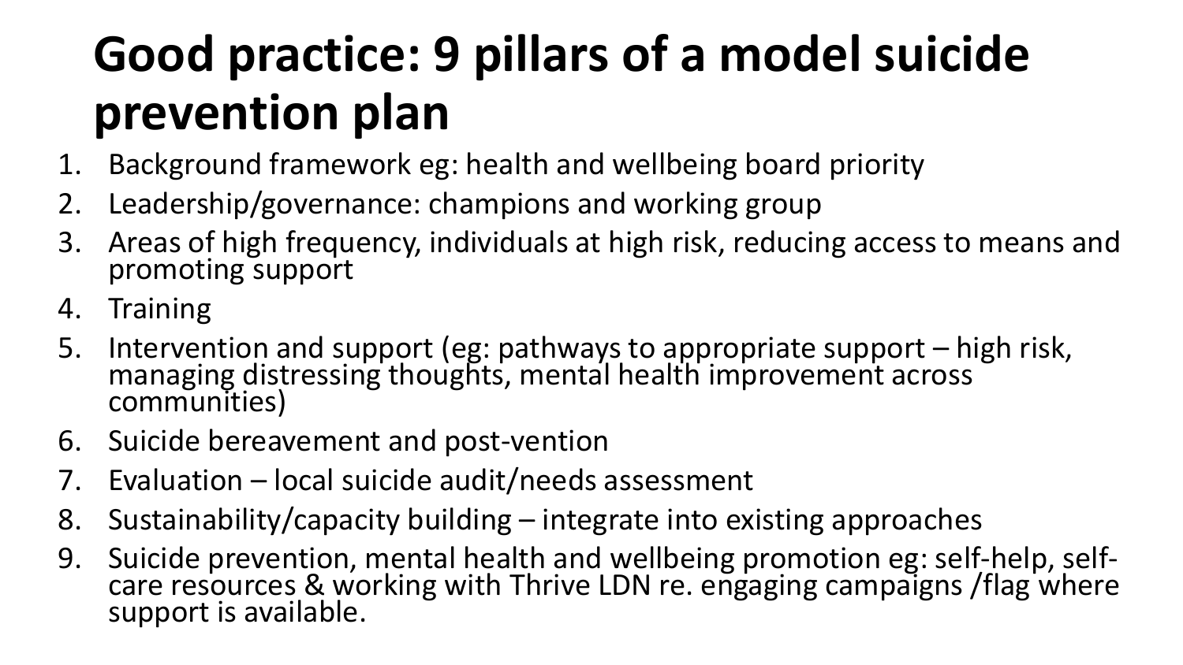# Good practice: 9 pillars of a model suicide prevention plan

1. Background framework eg: health and wellbeing board priority
2. Leadership/governance: champions and working group
3. Areas of high frequency, individuals at high risk, reducing access to means and promoting support
4. Training
5. Intervention and support (eg: pathways to appropriate support – high risk, managing distressing thoughts, mental health improvement across communities)
6. Suicide bereavement and post-vention
7. Evaluation – local suicide audit/needs assessment
8. Sustainability/capacity building – integrate into existing approaches
9. Suicide prevention, mental health and wellbeing promotion eg: self-help, self-care resources & working with Thrive LDN re. engaging campaigns /flag where support is available.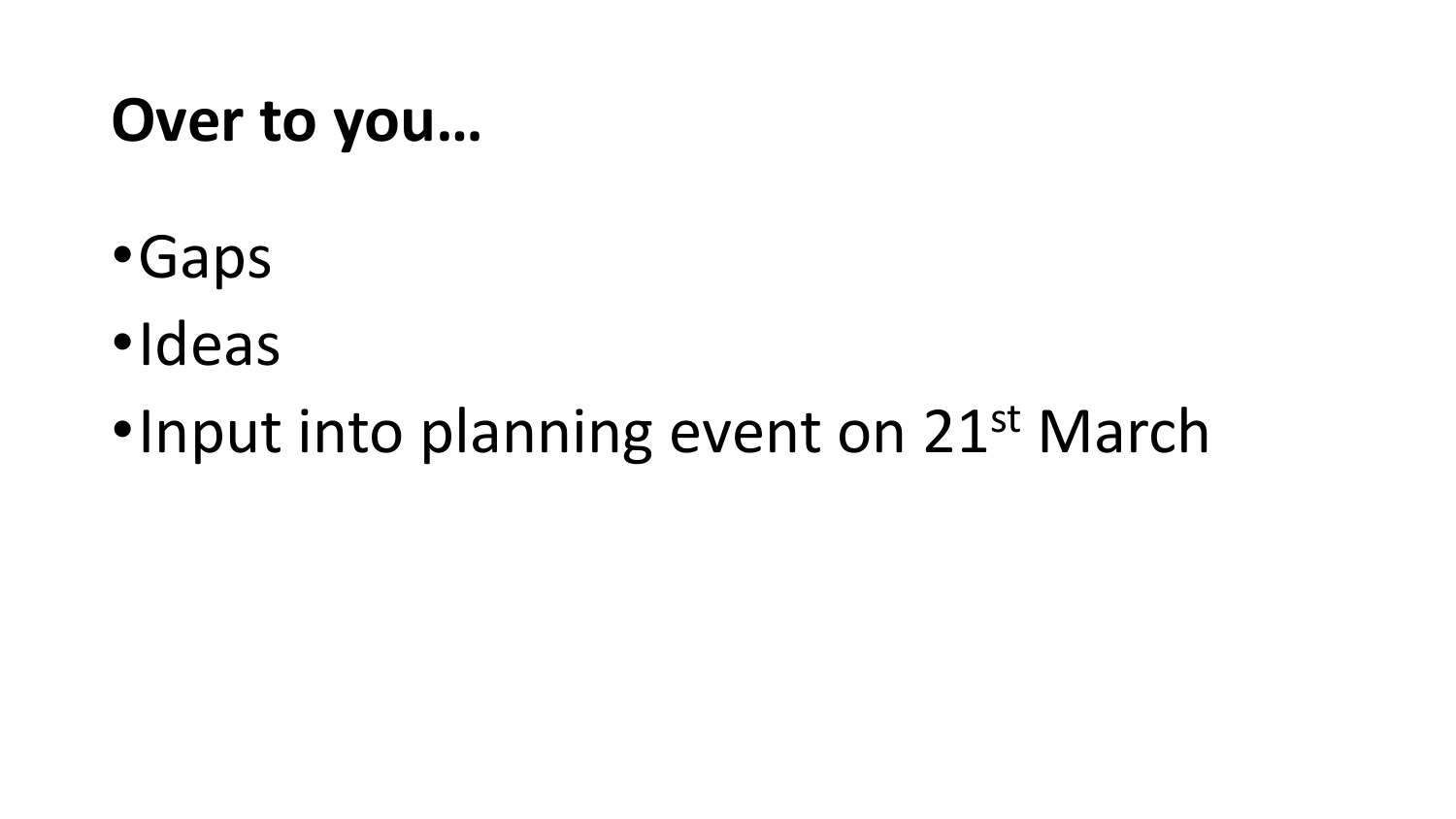# Over to you…

- Gaps
- Ideas
- Input into planning event on 21st March